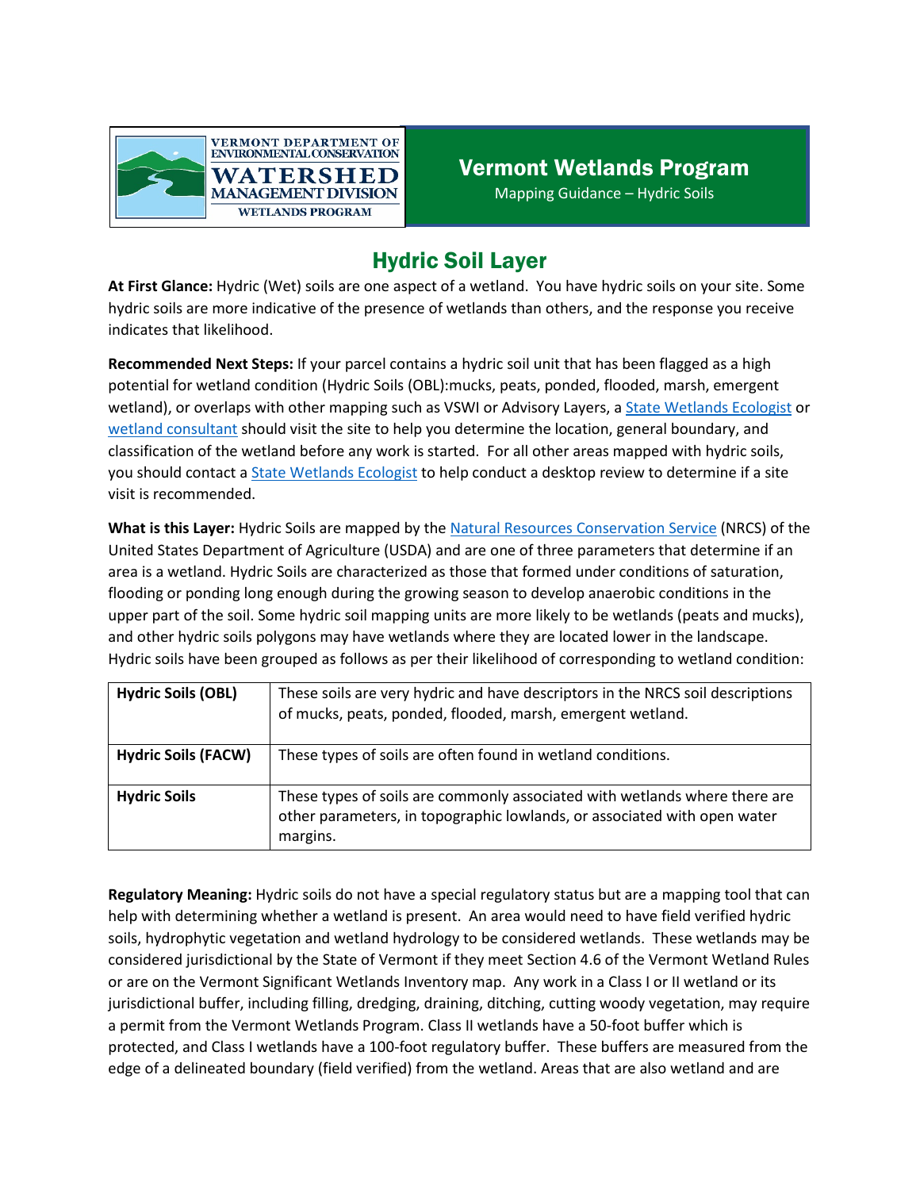VERMONT DEPARTMENT OF ENVIRONMENTAL CONSERVATION
WATERSHED MANAGEMENT DIVISION
WETLANDS PROGRAM

**Vermont Wetlands Program**
Mapping Guidance – Hydric Soils

# Hydric Soil Layer

**At First Glance:** Hydric (Wet) soils are one aspect of a wetland. You have hydric soils on your site. Some hydric soils are more indicative of the presence of wetlands than others, and the response you receive indicates that likelihood.

**Recommended Next Steps:** If your parcel contains a hydric soil unit that has been flagged as a high potential for wetland condition (Hydric Soils (OBL):mucks, peats, ponded, flooded, marsh, emergent wetland), or overlaps with other mapping such as VSWI or Advisory Layers, a State Wetlands Ecologist or wetland consultant should visit the site to help you determine the location, general boundary, and classification of the wetland before any work is started. For all other areas mapped with hydric soils, you should contact a State Wetlands Ecologist to help conduct a desktop review to determine if a site visit is recommended.

**What is this Layer:** Hydric Soils are mapped by the Natural Resources Conservation Service (NRCS) of the United States Department of Agriculture (USDA) and are one of three parameters that determine if an area is a wetland. Hydric Soils are characterized as those that formed under conditions of saturation, flooding or ponding long enough during the growing season to develop anaerobic conditions in the upper part of the soil. Some hydric soil mapping units are more likely to be wetlands (peats and mucks), and other hydric soils polygons may have wetlands where they are located lower in the landscape. Hydric soils have been grouped as follows as per their likelihood of corresponding to wetland condition:

| | |
|---|---|
| **Hydric Soils (OBL)** | These soils are very hydric and have descriptors in the NRCS soil descriptions of mucks, peats, ponded, flooded, marsh, emergent wetland. |
| **Hydric Soils (FACW)** | These types of soils are often found in wetland conditions. |
| **Hydric Soils** | These types of soils are commonly associated with wetlands where there are other parameters, in topographic lowlands, or associated with open water margins. |

**Regulatory Meaning:** Hydric soils do not have a special regulatory status but are a mapping tool that can help with determining whether a wetland is present. An area would need to have field verified hydric soils, hydrophytic vegetation and wetland hydrology to be considered wetlands. These wetlands may be considered jurisdictional by the State of Vermont if they meet Section 4.6 of the Vermont Wetland Rules or are on the Vermont Significant Wetlands Inventory map. Any work in a Class I or II wetland or its jurisdictional buffer, including filling, dredging, draining, ditching, cutting woody vegetation, may require a permit from the Vermont Wetlands Program. Class II wetlands have a 50-foot buffer which is protected, and Class I wetlands have a 100-foot regulatory buffer. These buffers are measured from the edge of a delineated boundary (field verified) from the wetland. Areas that are also wetland and are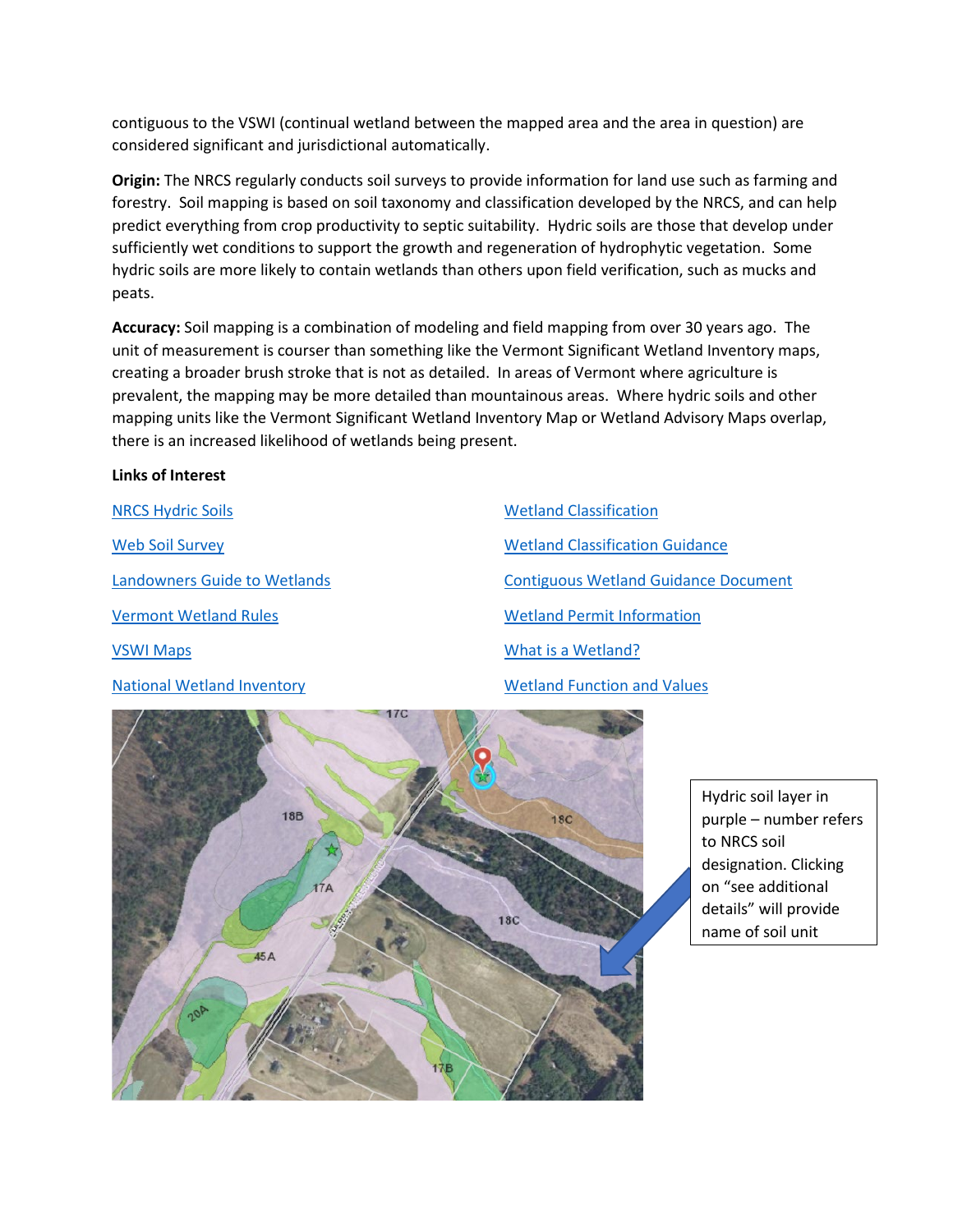contiguous to the VSWI (continual wetland between the mapped area and the area in question) are considered significant and jurisdictional automatically.

**Origin:** The NRCS regularly conducts soil surveys to provide information for land use such as farming and forestry. Soil mapping is based on soil taxonomy and classification developed by the NRCS, and can help predict everything from crop productivity to septic suitability. Hydric soils are those that develop under sufficiently wet conditions to support the growth and regeneration of hydrophytic vegetation. Some hydric soils are more likely to contain wetlands than others upon field verification, such as mucks and peats.

**Accuracy:** Soil mapping is a combination of modeling and field mapping from over 30 years ago. The unit of measurement is courser than something like the Vermont Significant Wetland Inventory maps, creating a broader brush stroke that is not as detailed. In areas of Vermont where agriculture is prevalent, the mapping may be more detailed than mountainous areas. Where hydric soils and other mapping units like the Vermont Significant Wetland Inventory Map or Wetland Advisory Maps overlap, there is an increased likelihood of wetlands being present.

**Links of Interest**

- NRCS Hydric Soils
- Web Soil Survey
- Landowners Guide to Wetlands
- Vermont Wetland Rules
- VSWI Maps
- National Wetland Inventory
- Wetland Classification
- Wetland Classification Guidance
- Contiguous Wetland Guidance Document
- Wetland Permit Information
- What is a Wetland?
- Wetland Function and Values

Hydric soil layer in purple – number refers to NRCS soil designation. Clicking on "see additional details" will provide name of soil unit